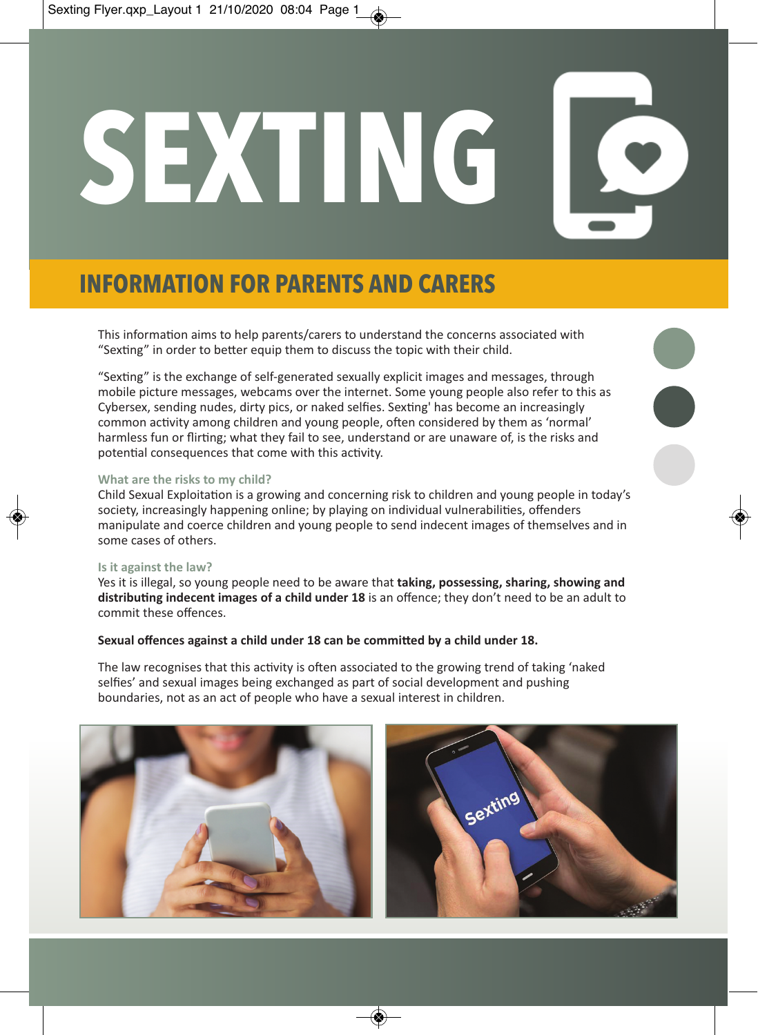# SEXTING

## INFORMATION FOR PARENTS AND CARERS

This information aims to help parents/carers to understand the concerns associated with "Sexting" in order to better equip them to discuss the topic with their child.

"Sexting" is the exchange of self-generated sexually explicit images and messages, through mobile picture messages, webcams over the internet. Some young people also refer to this as Cybersex, sending nudes, dirty pics, or naked selfies. Sexting' has become an increasingly common activity among children and young people, often considered by them as 'normal' harmless fun or flirting; what they fail to see, understand or are unaware of, is the risks and potential consequences that come with this activity.

### What are the risks to my child?

Child Sexual Exploitation is a growing and concerning risk to children and young people in today's society, increasingly happening online; by playing on individual vulnerabilities, offenders manipulate and coerce children and young people to send indecent images of themselves and in some cases of others.

### Is it against the law?

Yes it is illegal, so young people need to be aware that **taking, possessing, sharing, showing and distributing indecent images of a child under 18** is an offence; they don't need to be an adult to commit these offences.

**Sexual offences against a child under 18 can be committed by a child under 18.**

The law recognises that this activity is often associated to the growing trend of taking 'naked selfies' and sexual images being exchanged as part of social development and pushing boundaries, not as an act of people who have a sexual interest in children.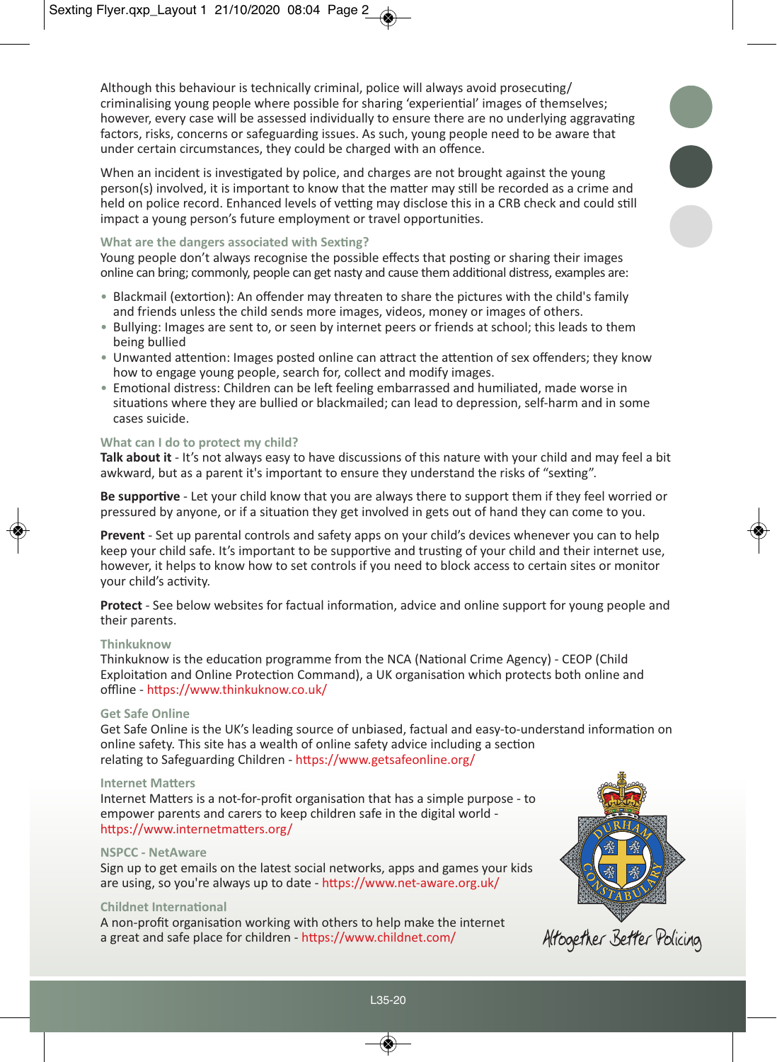Although this behaviour is technically criminal, police will always avoid prosecuting/criminalising young people where possible for sharing 'experiential' images of themselves; however, every case will be assessed individually to ensure there are no underlying aggravating factors, risks, concerns or safeguarding issues. As such, young people need to be aware that under certain circumstances, they could be charged with an offence.

When an incident is investigated by police, and charges are not brought against the young person(s) involved, it is important to know that the matter may still be recorded as a crime and held on police record. Enhanced levels of vetting may disclose this in a CRB check and could still impact a young person's future employment or travel opportunities.

### What are the dangers associated with Sexting?

Young people don't always recognise the possible effects that posting or sharing their images online can bring; commonly, people can get nasty and cause them additional distress, examples are:

- Blackmail (extortion): An offender may threaten to share the pictures with the child's family and friends unless the child sends more images, videos, money or images of others.
- Bullying: Images are sent to, or seen by internet peers or friends at school; this leads to them being bullied
- Unwanted attention: Images posted online can attract the attention of sex offenders; they know how to engage young people, search for, collect and modify images.
- Emotional distress: Children can be left feeling embarrassed and humiliated, made worse in situations where they are bullied or blackmailed; can lead to depression, self-harm and in some cases suicide.

### What can I do to protect my child?

**Talk about it** - It's not always easy to have discussions of this nature with your child and may feel a bit awkward, but as a parent it's important to ensure they understand the risks of "sexting".

**Be supportive** - Let your child know that you are always there to support them if they feel worried or pressured by anyone, or if a situation they get involved in gets out of hand they can come to you.

**Prevent** - Set up parental controls and safety apps on your child's devices whenever you can to help keep your child safe. It's important to be supportive and trusting of your child and their internet use, however, it helps to know how to set controls if you need to block access to certain sites or monitor your child's activity.

**Protect** - See below websites for factual information, advice and online support for young people and their parents.

### Thinkuknow

Thinkuknow is the education programme from the NCA (National Crime Agency) - CEOP (Child Exploitation and Online Protection Command), a UK organisation which protects both online and offline - https://www.thinkuknow.co.uk/

### Get Safe Online

Get Safe Online is the UK's leading source of unbiased, factual and easy-to-understand information on online safety. This site has a wealth of online safety advice including a section relating to Safeguarding Children - https://www.getsafeonline.org/

### Internet Matters

Internet Matters is a not-for-profit organisation that has a simple purpose - to empower parents and carers to keep children safe in the digital world - https://www.internetmatters.org/

### NSPCC - NetAware

Sign up to get emails on the latest social networks, apps and games your kids are using, so you're always up to date - https://www.net-aware.org.uk/

### Childnet International

A non-profit organisation working with others to help make the internet a great and safe place for children - https://www.childnet.com/

Durham Constabulary

Altogether Better Policing

L35-20